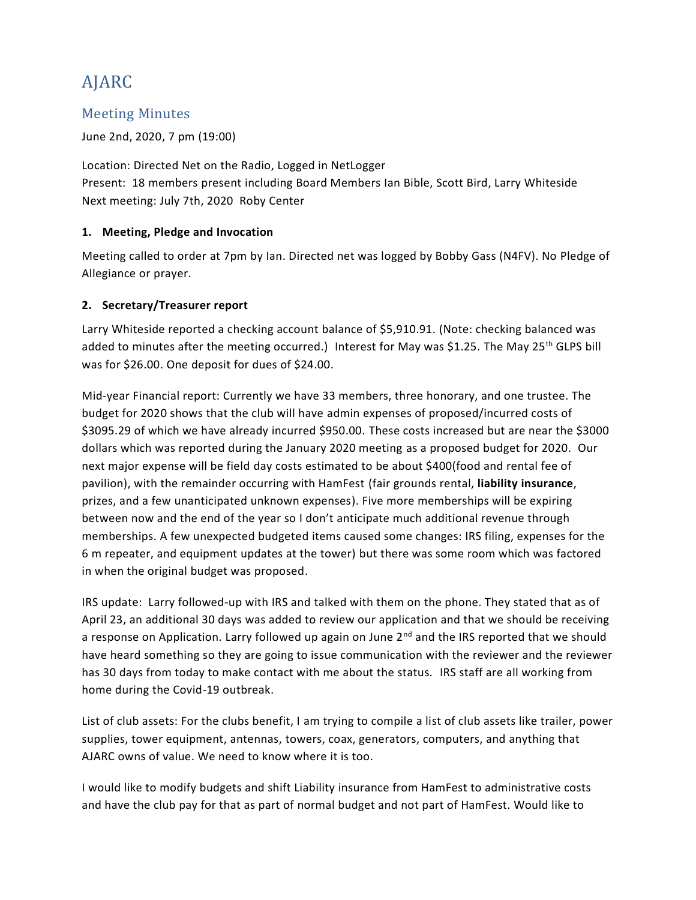# AJARC

## Meeting Minutes

June 2nd, 2020, 7 pm (19:00)

Location: Directed Net on the Radio, Logged in NetLogger
Present: 18 members present including Board Members Ian Bible, Scott Bird, Larry Whiteside
Next meeting: July 7th, 2020 Roby Center

### 1. Meeting, Pledge and Invocation

Meeting called to order at 7pm by Ian. Directed net was logged by Bobby Gass (N4FV). No Pledge of Allegiance or prayer.

### 2. Secretary/Treasurer report

Larry Whiteside reported a checking account balance of $5,910.91. (Note: checking balanced was added to minutes after the meeting occurred.) Interest for May was $1.25. The May 25th GLPS bill was for $26.00. One deposit for dues of $24.00.

Mid-year Financial report: Currently we have 33 members, three honorary, and one trustee. The budget for 2020 shows that the club will have admin expenses of proposed/incurred costs of $3095.29 of which we have already incurred $950.00. These costs increased but are near the $3000 dollars which was reported during the January 2020 meeting as a proposed budget for 2020. Our next major expense will be field day costs estimated to be about $400(food and rental fee of pavilion), with the remainder occurring with HamFest (fair grounds rental, **liability insurance**, prizes, and a few unanticipated unknown expenses). Five more memberships will be expiring between now and the end of the year so I don't anticipate much additional revenue through memberships. A few unexpected budgeted items caused some changes: IRS filing, expenses for the 6 m repeater, and equipment updates at the tower) but there was some room which was factored in when the original budget was proposed.

IRS update: Larry followed-up with IRS and talked with them on the phone. They stated that as of April 23, an additional 30 days was added to review our application and that we should be receiving a response on Application. Larry followed up again on June 2nd and the IRS reported that we should have heard something so they are going to issue communication with the reviewer and the reviewer has 30 days from today to make contact with me about the status. IRS staff are all working from home during the Covid-19 outbreak.

List of club assets: For the clubs benefit, I am trying to compile a list of club assets like trailer, power supplies, tower equipment, antennas, towers, coax, generators, computers, and anything that AJARC owns of value. We need to know where it is too.

I would like to modify budgets and shift Liability insurance from HamFest to administrative costs and have the club pay for that as part of normal budget and not part of HamFest. Would like to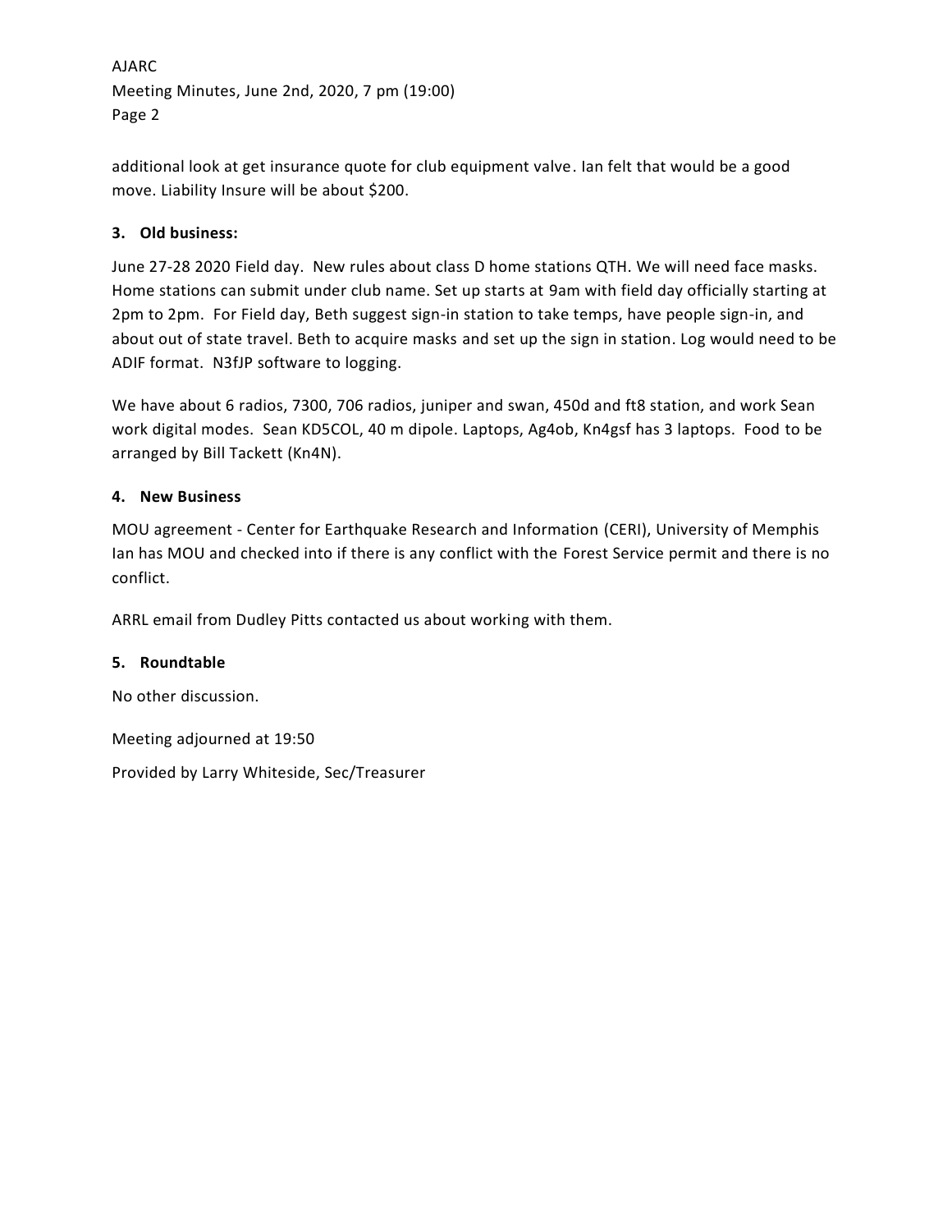additional look at get insurance quote for club equipment valve. Ian felt that would be a good move. Liability Insure will be about $200.

**3. Old business:**

June 27-28 2020 Field day. New rules about class D home stations QTH. We will need face masks. Home stations can submit under club name. Set up starts at 9am with field day officially starting at 2pm to 2pm. For Field day, Beth suggest sign-in station to take temps, have people sign-in, and about out of state travel. Beth to acquire masks and set up the sign in station. Log would need to be ADIF format. N3fJP software to logging.

We have about 6 radios, 7300, 706 radios, juniper and swan, 450d and ft8 station, and work Sean work digital modes. Sean KD5COL, 40 m dipole. Laptops, Ag4ob, Kn4gsf has 3 laptops. Food to be arranged by Bill Tackett (Kn4N).

**4. New Business**

MOU agreement - Center for Earthquake Research and Information (CERI), University of Memphis Ian has MOU and checked into if there is any conflict with the Forest Service permit and there is no conflict.

ARRL email from Dudley Pitts contacted us about working with them.

**5. Roundtable**

No other discussion.

Meeting adjourned at 19:50

Provided by Larry Whiteside, Sec/Treasurer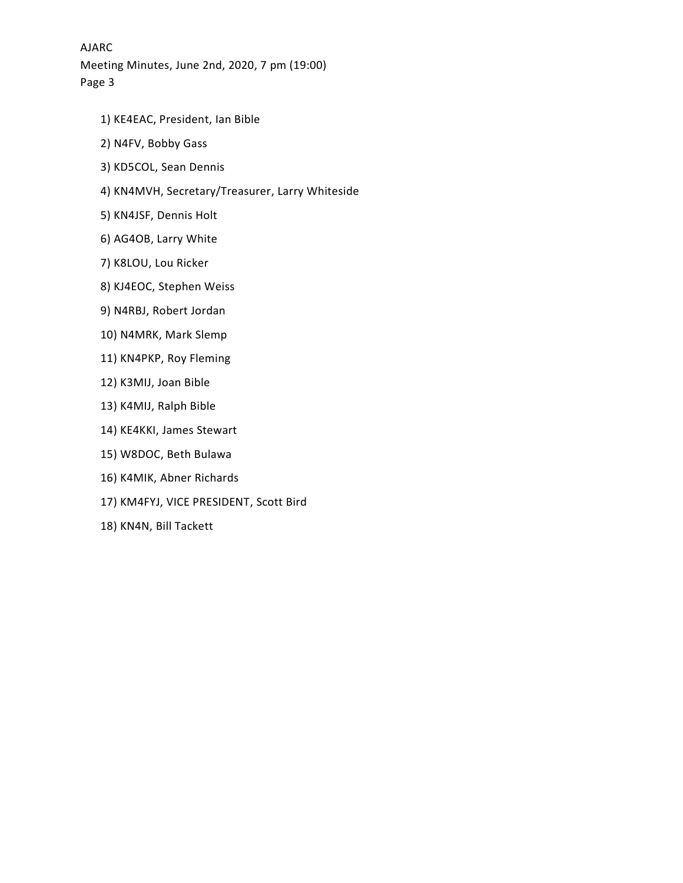1) KE4EAC, President, Ian Bible
2) N4FV, Bobby Gass
3) KD5COL, Sean Dennis
4) KN4MVH, Secretary/Treasurer, Larry Whiteside
5) KN4JSF, Dennis Holt
6) AG4OB, Larry White
7) K8LOU, Lou Ricker
8) KJ4EOC, Stephen Weiss
9) N4RBJ, Robert Jordan
10) N4MRK, Mark Slemp
11) KN4PKP, Roy Fleming
12) K3MIJ, Joan Bible
13) K4MIJ, Ralph Bible
14) KE4KKI, James Stewart
15) W8DOC, Beth Bulawa
16) K4MIK, Abner Richards
17) KM4FYJ, VICE PRESIDENT, Scott Bird
18) KN4N, Bill Tackett